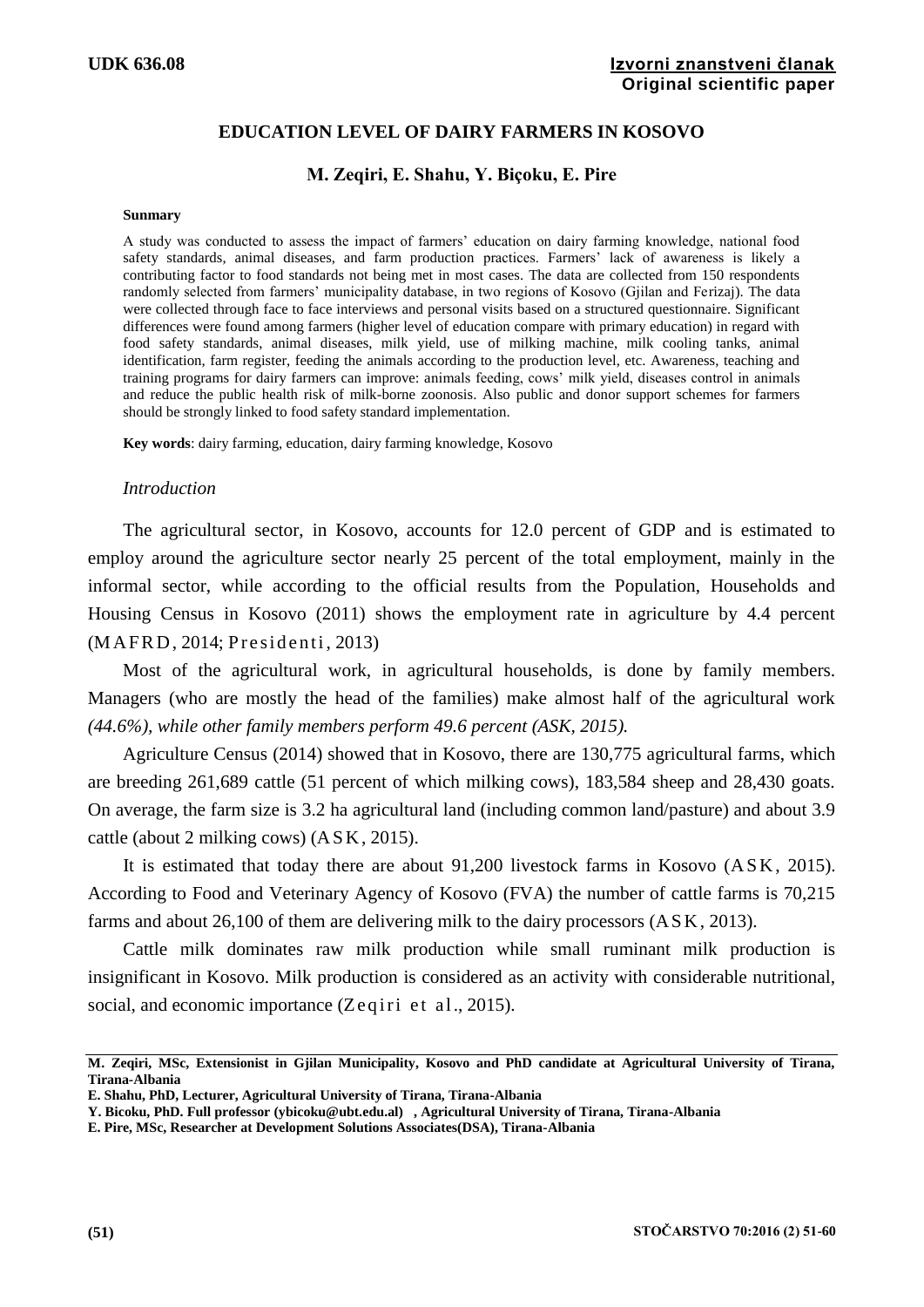UDK 636.08

**Izvorni znanstveni članak**
**Original scientific paper**

# EDUCATION LEVEL OF DAIRY FARMERS IN KOSOVO

**M. Zeqiri, E. Shahu, Y. Biçoku, E. Pire**

**Sunmary**

A study was conducted to assess the impact of farmers' education on dairy farming knowledge, national food safety standards, animal diseases, and farm production practices. Farmers' lack of awareness is likely a contributing factor to food standards not being met in most cases. The data are collected from 150 respondents randomly selected from farmers' municipality database, in two regions of Kosovo (Gjilan and Ferizaj). The data were collected through face to face interviews and personal visits based on a structured questionnaire. Significant differences were found among farmers (higher level of education compare with primary education) in regard with food safety standards, animal diseases, milk yield, use of milking machine, milk cooling tanks, animal identification, farm register, feeding the animals according to the production level, etc. Awareness, teaching and training programs for dairy farmers can improve: animals feeding, cows' milk yield, diseases control in animals and reduce the public health risk of milk-borne zoonosis. Also public and donor support schemes for farmers should be strongly linked to food safety standard implementation.

**Key words**: dairy farming, education, dairy farming knowledge, Kosovo

## *Introduction*

The agricultural sector, in Kosovo, accounts for 12.0 percent of GDP and is estimated to employ around the agriculture sector nearly 25 percent of the total employment, mainly in the informal sector, while according to the official results from the Population, Households and Housing Census in Kosovo (2011) shows the employment rate in agriculture by 4.4 percent (MAFRD, 2014; Presidenti, 2013)

Most of the agricultural work, in agricultural households, is done by family members. Managers (who are mostly the head of the families) make almost half of the agricultural work *(44.6%), while other family members perform 49.6 percent (ASK, 2015).*

Agriculture Census (2014) showed that in Kosovo, there are 130,775 agricultural farms, which are breeding 261,689 cattle (51 percent of which milking cows), 183,584 sheep and 28,430 goats. On average, the farm size is 3.2 ha agricultural land (including common land/pasture) and about 3.9 cattle (about 2 milking cows) (ASK, 2015).

It is estimated that today there are about 91,200 livestock farms in Kosovo (ASK, 2015). According to Food and Veterinary Agency of Kosovo (FVA) the number of cattle farms is 70,215 farms and about 26,100 of them are delivering milk to the dairy processors (ASK, 2013).

Cattle milk dominates raw milk production while small ruminant milk production is insignificant in Kosovo. Milk production is considered as an activity with considerable nutritional, social, and economic importance (Zeqiri et al., 2015).

---

**M. Zeqiri, MSc, Extensionist in Gjilan Municipality, Kosovo and PhD candidate at Agricultural University of Tirana, Tirana-Albania**
**E. Shahu, PhD, Lecturer, Agricultural University of Tirana, Tirana-Albania**
**Y. Bicoku, PhD. Full professor (ybicoku@ubt.edu.al) , Agricultural University of Tirana, Tirana-Albania**
**E. Pire, MSc, Researcher at Development Solutions Associates(DSA), Tirana-Albania**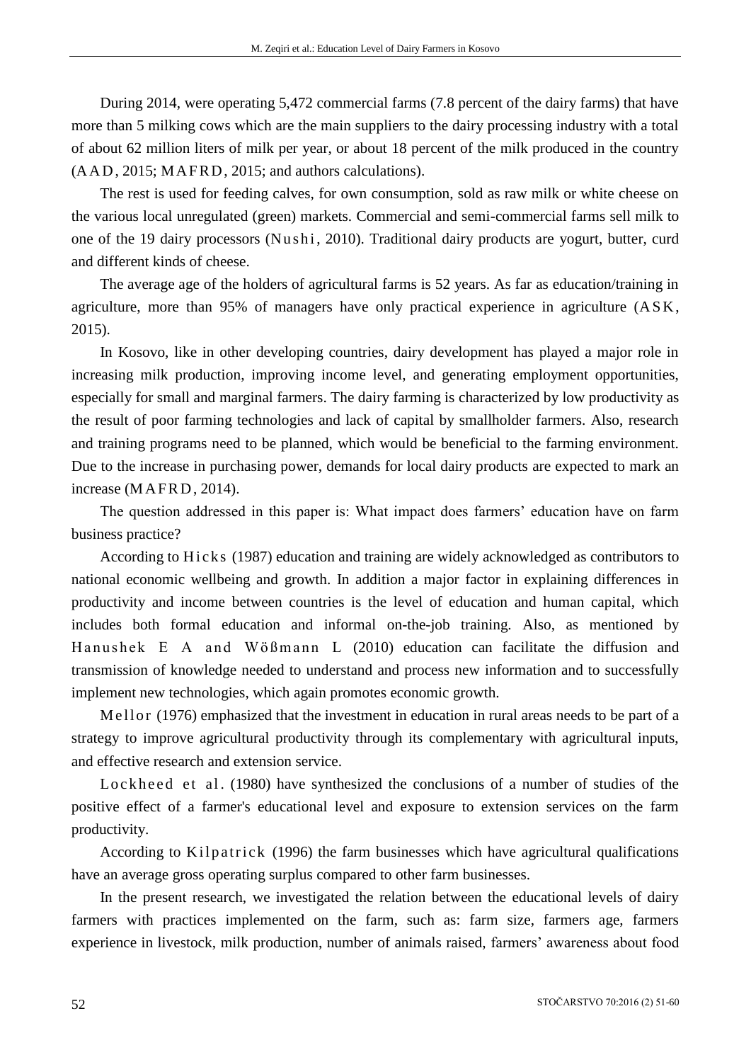During 2014, were operating 5,472 commercial farms (7.8 percent of the dairy farms) that have more than 5 milking cows which are the main suppliers to the dairy processing industry with a total of about 62 million liters of milk per year, or about 18 percent of the milk produced in the country (AAD, 2015; MAFRD, 2015; and authors calculations).

The rest is used for feeding calves, for own consumption, sold as raw milk or white cheese on the various local unregulated (green) markets. Commercial and semi-commercial farms sell milk to one of the 19 dairy processors (Nushi, 2010). Traditional dairy products are yogurt, butter, curd and different kinds of cheese.

The average age of the holders of agricultural farms is 52 years. As far as education/training in agriculture, more than 95% of managers have only practical experience in agriculture (ASK, 2015).

In Kosovo, like in other developing countries, dairy development has played a major role in increasing milk production, improving income level, and generating employment opportunities, especially for small and marginal farmers. The dairy farming is characterized by low productivity as the result of poor farming technologies and lack of capital by smallholder farmers. Also, research and training programs need to be planned, which would be beneficial to the farming environment. Due to the increase in purchasing power, demands for local dairy products are expected to mark an increase (MAFRD, 2014).

The question addressed in this paper is: What impact does farmers' education have on farm business practice?

According to Hicks (1987) education and training are widely acknowledged as contributors to national economic wellbeing and growth. In addition a major factor in explaining differences in productivity and income between countries is the level of education and human capital, which includes both formal education and informal on-the-job training. Also, as mentioned by Hanushek E A and Wößmann L (2010) education can facilitate the diffusion and transmission of knowledge needed to understand and process new information and to successfully implement new technologies, which again promotes economic growth.

Mellor (1976) emphasized that the investment in education in rural areas needs to be part of a strategy to improve agricultural productivity through its complementary with agricultural inputs, and effective research and extension service.

Lockheed et al. (1980) have synthesized the conclusions of a number of studies of the positive effect of a farmer's educational level and exposure to extension services on the farm productivity.

According to Kilpatrick (1996) the farm businesses which have agricultural qualifications have an average gross operating surplus compared to other farm businesses.

In the present research, we investigated the relation between the educational levels of dairy farmers with practices implemented on the farm, such as: farm size, farmers age, farmers experience in livestock, milk production, number of animals raised, farmers' awareness about food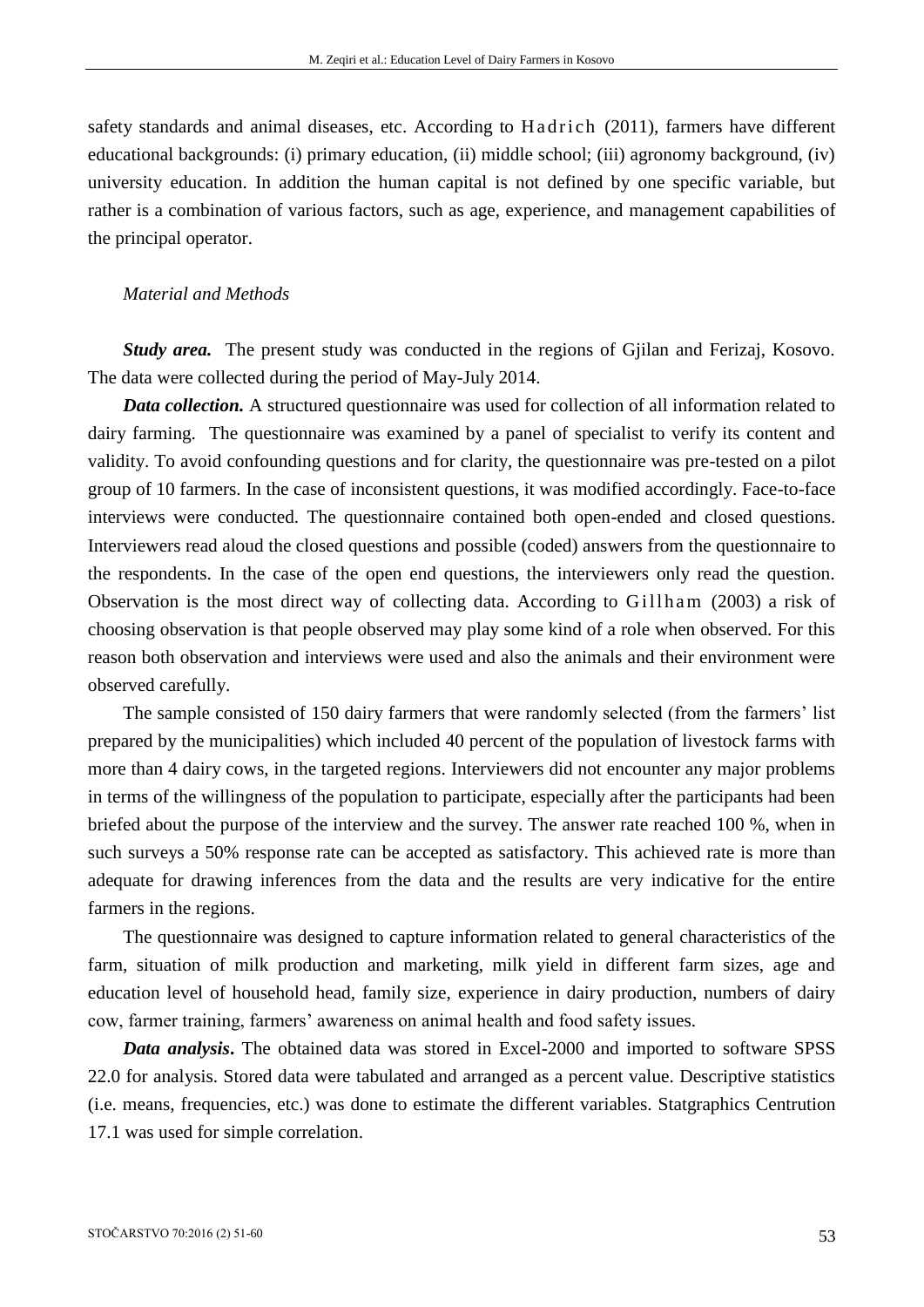safety standards and animal diseases, etc. According to Hadrich (2011), farmers have different educational backgrounds: (i) primary education, (ii) middle school; (iii) agronomy background, (iv) university education. In addition the human capital is not defined by one specific variable, but rather is a combination of various factors, such as age, experience, and management capabilities of the principal operator.

## *Material and Methods*

***Study area.*** The present study was conducted in the regions of Gjilan and Ferizaj, Kosovo. The data were collected during the period of May-July 2014.

***Data collection.*** A structured questionnaire was used for collection of all information related to dairy farming. The questionnaire was examined by a panel of specialist to verify its content and validity. To avoid confounding questions and for clarity, the questionnaire was pre-tested on a pilot group of 10 farmers. In the case of inconsistent questions, it was modified accordingly. Face-to-face interviews were conducted. The questionnaire contained both open-ended and closed questions. Interviewers read aloud the closed questions and possible (coded) answers from the questionnaire to the respondents. In the case of the open end questions, the interviewers only read the question. Observation is the most direct way of collecting data. According to Gillham (2003) a risk of choosing observation is that people observed may play some kind of a role when observed. For this reason both observation and interviews were used and also the animals and their environment were observed carefully.

The sample consisted of 150 dairy farmers that were randomly selected (from the farmers' list prepared by the municipalities) which included 40 percent of the population of livestock farms with more than 4 dairy cows, in the targeted regions. Interviewers did not encounter any major problems in terms of the willingness of the population to participate, especially after the participants had been briefed about the purpose of the interview and the survey. The answer rate reached 100 %, when in such surveys a 50% response rate can be accepted as satisfactory. This achieved rate is more than adequate for drawing inferences from the data and the results are very indicative for the entire farmers in the regions.

The questionnaire was designed to capture information related to general characteristics of the farm, situation of milk production and marketing, milk yield in different farm sizes, age and education level of household head, family size, experience in dairy production, numbers of dairy cow, farmer training, farmers' awareness on animal health and food safety issues.

***Data analysis*.** The obtained data was stored in Excel-2000 and imported to software SPSS 22.0 for analysis. Stored data were tabulated and arranged as a percent value. Descriptive statistics (i.e. means, frequencies, etc.) was done to estimate the different variables. Statgraphics Centrution 17.1 was used for simple correlation.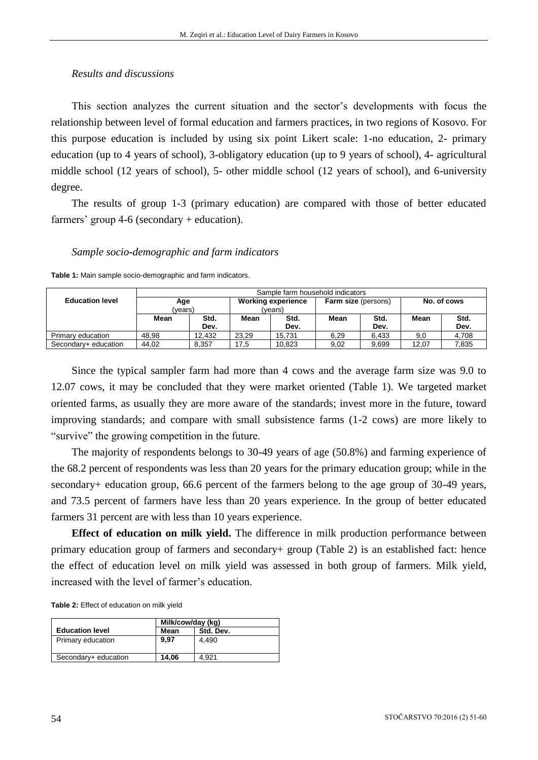*Results and discussions*

This section analyzes the current situation and the sector's developments with focus the relationship between level of formal education and farmers practices, in two regions of Kosovo. For this purpose education is included by using six point Likert scale: 1-no education, 2- primary education (up to 4 years of school), 3-obligatory education (up to 9 years of school), 4- agricultural middle school (12 years of school), 5- other middle school (12 years of school), and 6-university degree.

The results of group 1-3 (primary education) are compared with those of better educated farmers' group 4-6 (secondary + education).

*Sample socio-demographic and farm indicators*

**Table 1:** Main sample socio-demographic and farm indicators.

| Education level | Sample farm household indicators | | | | | | | |
|---|---|---|---|---|---|---|---|---|
| | Age (years) | | Working experience (years) | | Farm size (persons) | | No. of cows | |
| | Mean | Std. Dev. | Mean | Std. Dev. | Mean | Std. Dev. | Mean | Std. Dev. |
| Primary education | 48,98 | 12,432 | 23,29 | 15,731 | 6,29 | 6,433 | 9,0 | 4,708 |
| Secondary+ education | 44,02 | 8,357 | 17,5 | 10,823 | 9,02 | 9,699 | 12,07 | 7,835 |

Since the typical sampler farm had more than 4 cows and the average farm size was 9.0 to 12.07 cows, it may be concluded that they were market oriented (Table 1). We targeted market oriented farms, as usually they are more aware of the standards; invest more in the future, toward improving standards; and compare with small subsistence farms (1-2 cows) are more likely to "survive" the growing competition in the future.

The majority of respondents belongs to 30-49 years of age (50.8%) and farming experience of the 68.2 percent of respondents was less than 20 years for the primary education group; while in the secondary+ education group, 66.6 percent of the farmers belong to the age group of 30-49 years, and 73.5 percent of farmers have less than 20 years experience. In the group of better educated farmers 31 percent are with less than 10 years experience.

**Effect of education on milk yield.** The difference in milk production performance between primary education group of farmers and secondary+ group (Table 2) is an established fact: hence the effect of education level on milk yield was assessed in both group of farmers. Milk yield, increased with the level of farmer's education.

**Table 2:** Effect of education on milk yield

| Education level | Milk/cow/day (kg) | |
|---|---|---|
| | Mean | Std. Dev. |
| Primary education | **9,97** | 4,490 |
| Secondary+ education | **14,06** | 4,921 |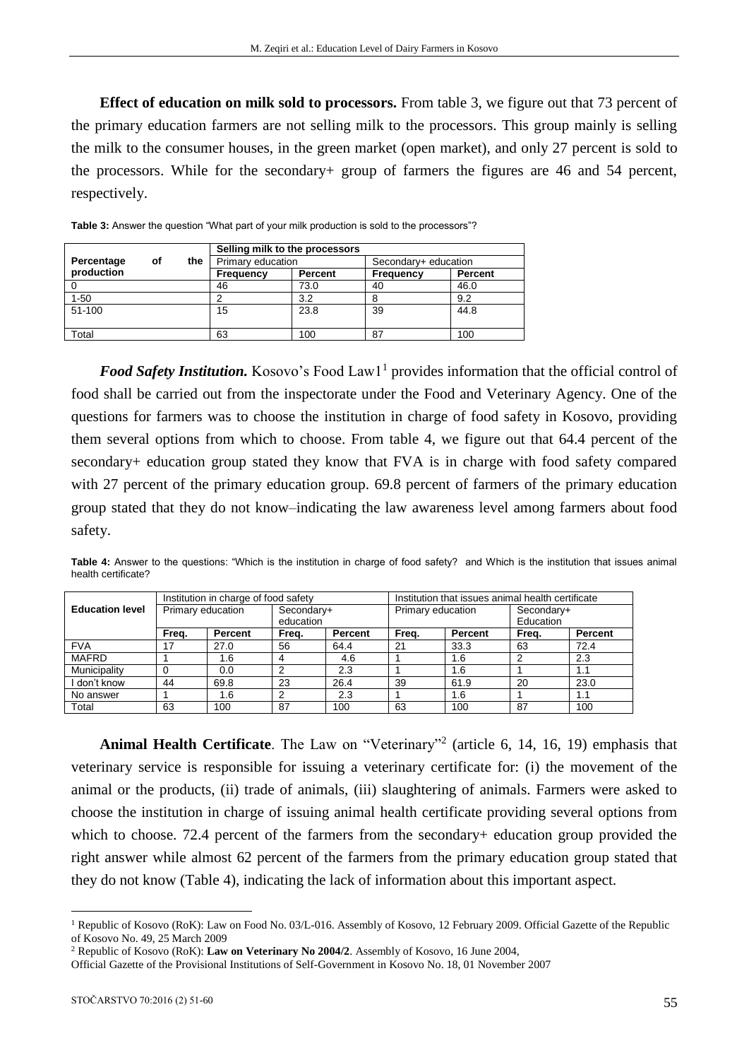**Effect of education on milk sold to processors.** From table 3, we figure out that 73 percent of the primary education farmers are not selling milk to the processors. This group mainly is selling the milk to the consumer houses, in the green market (open market), and only 27 percent is sold to the processors. While for the secondary+ group of farmers the figures are 46 and 54 percent, respectively.

**Table 3:** Answer the question "What part of your milk production is sold to the processors"?

| Percentage of the production | Selling milk to the processors | | | |
|---|---|---|---|---|
| | Primary education | | Secondary+ education | |
| | **Frequency** | **Percent** | **Frequency** | **Percent** |
| 0 | 46 | 73.0 | 40 | 46.0 |
| 1-50 | 2 | 3.2 | 8 | 9.2 |
| 51-100 | 15 | 23.8 | 39 | 44.8 |
| Total | 63 | 100 | 87 | 100 |

***Food Safety Institution.*** Kosovo's Food Law1[1] provides information that the official control of food shall be carried out from the inspectorate under the Food and Veterinary Agency. One of the questions for farmers was to choose the institution in charge of food safety in Kosovo, providing them several options from which to choose. From table 4, we figure out that 64.4 percent of the secondary+ education group stated they know that FVA is in charge with food safety compared with 27 percent of the primary education group. 69.8 percent of farmers of the primary education group stated that they do not know–indicating the law awareness level among farmers about food safety.

**Table 4:** Answer to the questions: "Which is the institution in charge of food safety? and Which is the institution that issues animal health certificate?

| Education level | Institution in charge of food safety | | | | Institution that issues animal health certificate | | | |
|---|---|---|---|---|---|---|---|---|
| | Primary education | | Secondary+ education | | Primary education | | Secondary+ Education | |
| | **Freq.** | **Percent** | **Freq.** | **Percent** | **Freq.** | **Percent** | **Freq.** | **Percent** |
| FVA | 17 | 27.0 | 56 | 64.4 | 21 | 33.3 | 63 | 72.4 |
| MAFRD | 1 | 1.6 | 4 | 4.6 | 1 | 1.6 | 2 | 2.3 |
| Municipality | 0 | 0.0 | 2 | 2.3 | 1 | 1.6 | 1 | 1.1 |
| I don't know | 44 | 69.8 | 23 | 26.4 | 39 | 61.9 | 20 | 23.0 |
| No answer | 1 | 1.6 | 2 | 2.3 | 1 | 1.6 | 1 | 1.1 |
| Total | 63 | 100 | 87 | 100 | 63 | 100 | 87 | 100 |

**Animal Health Certificate**. The Law on "Veterinary"[2] (article 6, 14, 16, 19) emphasis that veterinary service is responsible for issuing a veterinary certificate for: (i) the movement of the animal or the products, (ii) trade of animals, (iii) slaughtering of animals. Farmers were asked to choose the institution in charge of issuing animal health certificate providing several options from which to choose. 72.4 percent of the farmers from the secondary+ education group provided the right answer while almost 62 percent of the farmers from the primary education group stated that they do not know (Table 4), indicating the lack of information about this important aspect.

---

[1] Republic of Kosovo (RoK): Law on Food No. 03/L-016. Assembly of Kosovo, 12 February 2009. Official Gazette of the Republic of Kosovo No. 49, 25 March 2009

[2] Republic of Kosovo (RoK): **Law on Veterinary No 2004/2**. Assembly of Kosovo, 16 June 2004, Official Gazette of the Provisional Institutions of Self-Government in Kosovo No. 18, 01 November 2007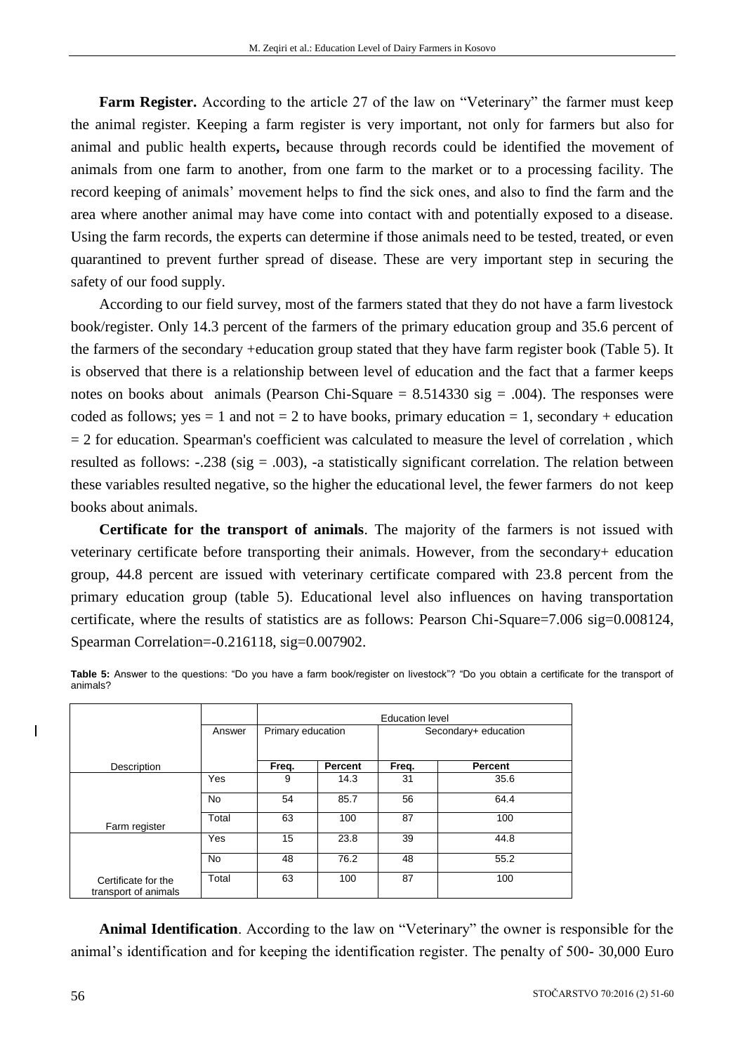**Farm Register.** According to the article 27 of the law on "Veterinary" the farmer must keep the animal register. Keeping a farm register is very important, not only for farmers but also for animal and public health experts**,** because through records could be identified the movement of animals from one farm to another, from one farm to the market or to a processing facility. The record keeping of animals' movement helps to find the sick ones, and also to find the farm and the area where another animal may have come into contact with and potentially exposed to a disease. Using the farm records, the experts can determine if those animals need to be tested, treated, or even quarantined to prevent further spread of disease. These are very important step in securing the safety of our food supply.

According to our field survey, most of the farmers stated that they do not have a farm livestock book/register. Only 14.3 percent of the farmers of the primary education group and 35.6 percent of the farmers of the secondary +education group stated that they have farm register book (Table 5). It is observed that there is a relationship between level of education and the fact that a farmer keeps notes on books about animals (Pearson Chi-Square = 8.514330 sig = .004). The responses were coded as follows; yes = 1 and not = 2 to have books, primary education = 1, secondary + education = 2 for education. Spearman's coefficient was calculated to measure the level of correlation , which resulted as follows: -.238 (sig = .003), -a statistically significant correlation. The relation between these variables resulted negative, so the higher the educational level, the fewer farmers do not keep books about animals.

**Certificate for the transport of animals**. The majority of the farmers is not issued with veterinary certificate before transporting their animals. However, from the secondary+ education group, 44.8 percent are issued with veterinary certificate compared with 23.8 percent from the primary education group (table 5). Educational level also influences on having transportation certificate, where the results of statistics are as follows: Pearson Chi-Square=7.006 sig=0.008124, Spearman Correlation=-0.216118, sig=0.007902.

**Table 5:** Answer to the questions: "Do you have a farm book/register on livestock"? "Do you obtain a certificate for the transport of animals?

| | | Education level | | | |
|---|---|---|---|---|---|
| | Answer | Primary education | | Secondary+ education | |
| Description | | **Freq.** | **Percent** | **Freq.** | **Percent** |
| Farm register | Yes | 9 | 14.3 | 31 | 35.6 |
| | No | 54 | 85.7 | 56 | 64.4 |
| | Total | 63 | 100 | 87 | 100 |
| Certificate for the transport of animals | Yes | 15 | 23.8 | 39 | 44.8 |
| | No | 48 | 76.2 | 48 | 55.2 |
| | Total | 63 | 100 | 87 | 100 |

**Animal Identification**. According to the law on "Veterinary" the owner is responsible for the animal's identification and for keeping the identification register. The penalty of 500- 30,000 Euro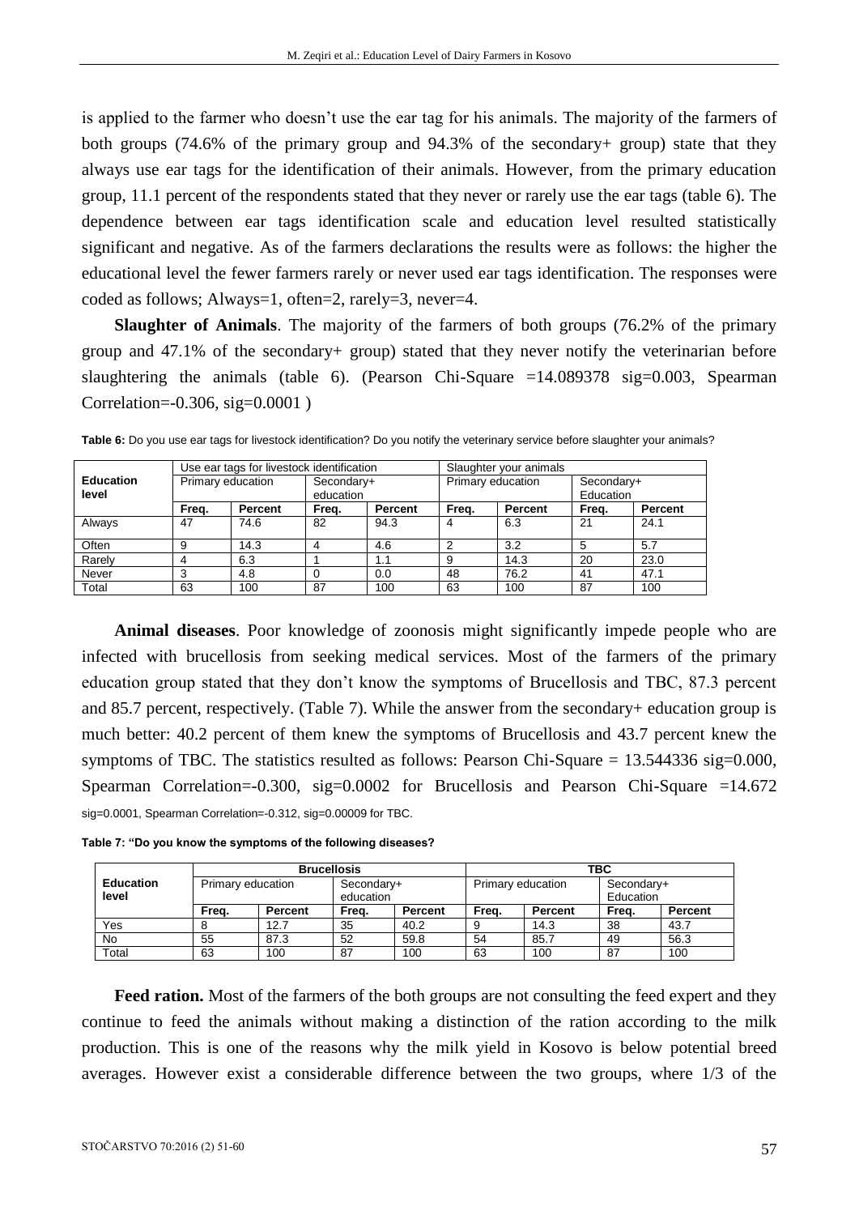is applied to the farmer who doesn't use the ear tag for his animals. The majority of the farmers of both groups (74.6% of the primary group and 94.3% of the secondary+ group) state that they always use ear tags for the identification of their animals. However, from the primary education group, 11.1 percent of the respondents stated that they never or rarely use the ear tags (table 6). The dependence between ear tags identification scale and education level resulted statistically significant and negative. As of the farmers declarations the results were as follows: the higher the educational level the fewer farmers rarely or never used ear tags identification. The responses were coded as follows; Always=1, often=2, rarely=3, never=4.

**Slaughter of Animals**. The majority of the farmers of both groups (76.2% of the primary group and 47.1% of the secondary+ group) stated that they never notify the veterinarian before slaughtering the animals (table 6). (Pearson Chi-Square =14.089378 sig=0.003, Spearman Correlation=-0.306, sig=0.0001 )

**Table 6:** Do you use ear tags for livestock identification? Do you notify the veterinary service before slaughter your animals?

| Education level | Use ear tags for livestock identification | | | | Slaughter your animals | | | |
|---|---|---|---|---|---|---|---|---|
| | Primary education | | Secondary+ education | | Primary education | | Secondary+ Education | |
| | **Freq.** | **Percent** | **Freq.** | **Percent** | **Freq.** | **Percent** | **Freq.** | **Percent** |
| Always | 47 | 74.6 | 82 | 94.3 | 4 | 6.3 | 21 | 24.1 |
| Often | 9 | 14.3 | 4 | 4.6 | 2 | 3.2 | 5 | 5.7 |
| Rarely | 4 | 6.3 | 1 | 1.1 | 9 | 14.3 | 20 | 23.0 |
| Never | 3 | 4.8 | 0 | 0.0 | 48 | 76.2 | 41 | 47.1 |
| Total | 63 | 100 | 87 | 100 | 63 | 100 | 87 | 100 |

**Animal diseases**. Poor knowledge of zoonosis might significantly impede people who are infected with brucellosis from seeking medical services. Most of the farmers of the primary education group stated that they don't know the symptoms of Brucellosis and TBC, 87.3 percent and 85.7 percent, respectively. (Table 7). While the answer from the secondary+ education group is much better: 40.2 percent of them knew the symptoms of Brucellosis and 43.7 percent knew the symptoms of TBC. The statistics resulted as follows: Pearson Chi-Square = 13.544336 sig=0.000, Spearman Correlation=-0.300, sig=0.0002 for Brucellosis and Pearson Chi-Square =14.672 sig=0.0001, Spearman Correlation=-0.312, sig=0.00009 for TBC.

**Table 7: "Do you know the symptoms of the following diseases?**

| Education level | **Brucellosis** | | | | **TBC** | | | |
|---|---|---|---|---|---|---|---|---|
| | Primary education | | Secondary+ education | | Primary education | | Secondary+ Education | |
| | **Freq.** | **Percent** | **Freq.** | **Percent** | **Freq.** | **Percent** | **Freq.** | **Percent** |
| Yes | 8 | 12.7 | 35 | 40.2 | 9 | 14.3 | 38 | 43.7 |
| No | 55 | 87.3 | 52 | 59.8 | 54 | 85.7 | 49 | 56.3 |
| Total | 63 | 100 | 87 | 100 | 63 | 100 | 87 | 100 |

**Feed ration.** Most of the farmers of the both groups are not consulting the feed expert and they continue to feed the animals without making a distinction of the ration according to the milk production. This is one of the reasons why the milk yield in Kosovo is below potential breed averages. However exist a considerable difference between the two groups, where 1/3 of the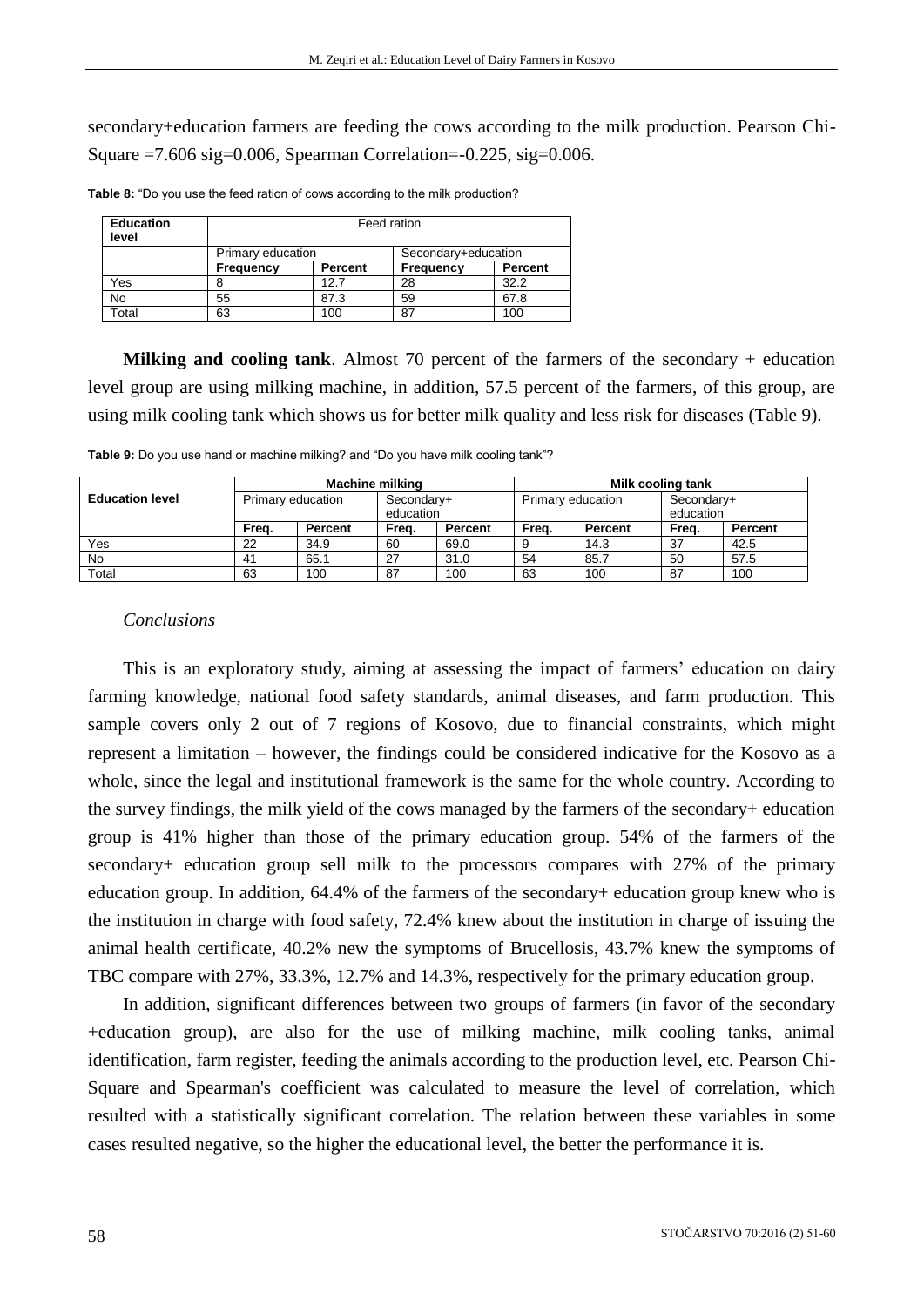secondary+education farmers are feeding the cows according to the milk production. Pearson Chi-Square =7.606 sig=0.006, Spearman Correlation=-0.225, sig=0.006.

**Table 8:** "Do you use the feed ration of cows according to the milk production?

| Education level | Feed ration | | | |
|---|---|---|---|---|
| | Primary education | | Secondary+education | |
| | **Frequency** | **Percent** | **Frequency** | **Percent** |
| Yes | 8 | 12.7 | 28 | 32.2 |
| No | 55 | 87.3 | 59 | 67.8 |
| Total | 63 | 100 | 87 | 100 |

**Milking and cooling tank**. Almost 70 percent of the farmers of the secondary + education level group are using milking machine, in addition, 57.5 percent of the farmers, of this group, are using milk cooling tank which shows us for better milk quality and less risk for diseases (Table 9).

**Table 9:** Do you use hand or machine milking? and "Do you have milk cooling tank"?

| Education level | Machine milking | | | | Milk cooling tank | | | |
|---|---|---|---|---|---|---|---|---|
| | Primary education | | Secondary+ education | | Primary education | | Secondary+ education | |
| | **Freq.** | **Percent** | **Freq.** | **Percent** | **Freq.** | **Percent** | **Freq.** | **Percent** |
| Yes | 22 | 34.9 | 60 | 69.0 | 9 | 14.3 | 37 | 42.5 |
| No | 41 | 65.1 | 27 | 31.0 | 54 | 85.7 | 50 | 57.5 |
| Total | 63 | 100 | 87 | 100 | 63 | 100 | 87 | 100 |

*Conclusions*

This is an exploratory study, aiming at assessing the impact of farmers' education on dairy farming knowledge, national food safety standards, animal diseases, and farm production. This sample covers only 2 out of 7 regions of Kosovo, due to financial constraints, which might represent a limitation – however, the findings could be considered indicative for the Kosovo as a whole, since the legal and institutional framework is the same for the whole country. According to the survey findings, the milk yield of the cows managed by the farmers of the secondary+ education group is 41% higher than those of the primary education group. 54% of the farmers of the secondary+ education group sell milk to the processors compares with 27% of the primary education group. In addition, 64.4% of the farmers of the secondary+ education group knew who is the institution in charge with food safety, 72.4% knew about the institution in charge of issuing the animal health certificate, 40.2% new the symptoms of Brucellosis, 43.7% knew the symptoms of TBC compare with 27%, 33.3%, 12.7% and 14.3%, respectively for the primary education group.

In addition, significant differences between two groups of farmers (in favor of the secondary +education group), are also for the use of milking machine, milk cooling tanks, animal identification, farm register, feeding the animals according to the production level, etc. Pearson Chi-Square and Spearman's coefficient was calculated to measure the level of correlation, which resulted with a statistically significant correlation. The relation between these variables in some cases resulted negative, so the higher the educational level, the better the performance it is.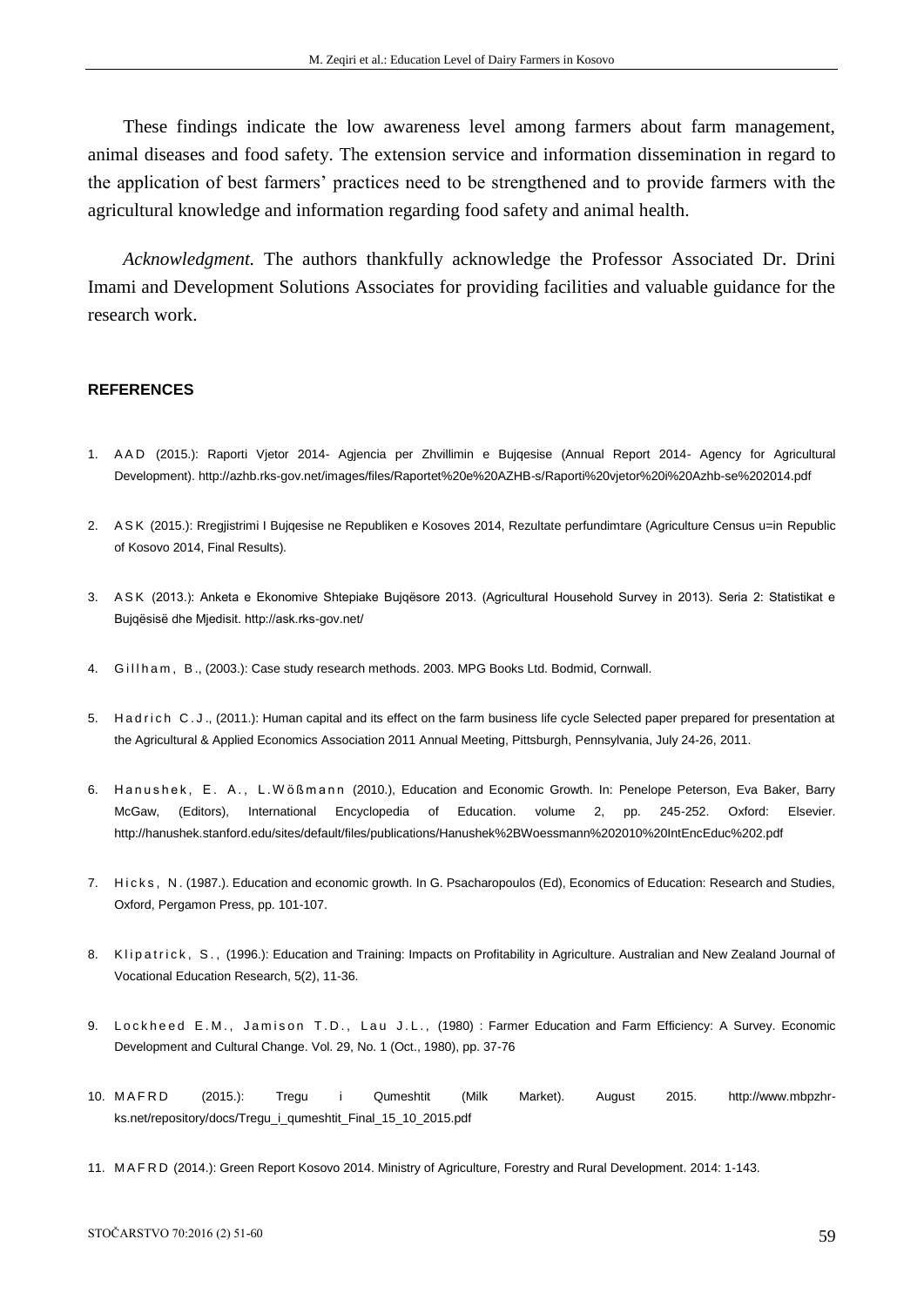These findings indicate the low awareness level among farmers about farm management, animal diseases and food safety. The extension service and information dissemination in regard to the application of best farmers' practices need to be strengthened and to provide farmers with the agricultural knowledge and information regarding food safety and animal health.

*Acknowledgment.* The authors thankfully acknowledge the Professor Associated Dr. Drini Imami and Development Solutions Associates for providing facilities and valuable guidance for the research work.

## REFERENCES

1. AAD (2015.): Raporti Vjetor 2014- Agjencia per Zhvillimin e Bujqesise (Annual Report 2014- Agency for Agricultural Development). http://azhb.rks-gov.net/images/files/Raportet%20e%20AZHB-s/Raporti%20vjetor%20i%20Azhb-se%202014.pdf
2. ASK (2015.): Rregjistrimi I Bujqesise ne Republiken e Kosoves 2014, Rezultate perfundimtare (Agriculture Census u=in Republic of Kosovo 2014, Final Results).
3. ASK (2013.): Anketa e Ekonomive Shtepiake Bujqësore 2013. (Agricultural Household Survey in 2013). Seria 2: Statistikat e Bujqësisë dhe Mjedisit. http://ask.rks-gov.net/
4. Gillham, B., (2003.): Case study research methods. 2003. MPG Books Ltd. Bodmid, Cornwall.
5. Hadrich C.J., (2011.): Human capital and its effect on the farm business life cycle Selected paper prepared for presentation at the Agricultural & Applied Economics Association 2011 Annual Meeting, Pittsburgh, Pennsylvania, July 24-26, 2011.
6. Hanushek, E. A., L.Wößmann (2010.), Education and Economic Growth. In: Penelope Peterson, Eva Baker, Barry McGaw, (Editors), International Encyclopedia of Education. volume 2, pp. 245-252. Oxford: Elsevier. http://hanushek.stanford.edu/sites/default/files/publications/Hanushek%2BWoessmann%202010%20IntEncEduc%202.pdf
7. Hicks, N. (1987.). Education and economic growth. In G. Psacharopoulos (Ed), Economics of Education: Research and Studies, Oxford, Pergamon Press, pp. 101-107.
8. Klipatrick, S., (1996.): Education and Training: Impacts on Profitability in Agriculture. Australian and New Zealand Journal of Vocational Education Research, 5(2), 11-36.
9. Lockheed E.M., Jamison T.D., Lau J.L., (1980) : Farmer Education and Farm Efficiency: A Survey. Economic Development and Cultural Change. Vol. 29, No. 1 (Oct., 1980), pp. 37-76
10. MAFRD (2015.): Tregu i Qumeshtit (Milk Market). August 2015. http://www.mbpzhr-ks.net/repository/docs/Tregu_i_qumeshtit_Final_15_10_2015.pdf
11. MAFRD (2014.): Green Report Kosovo 2014. Ministry of Agriculture, Forestry and Rural Development. 2014: 1-143.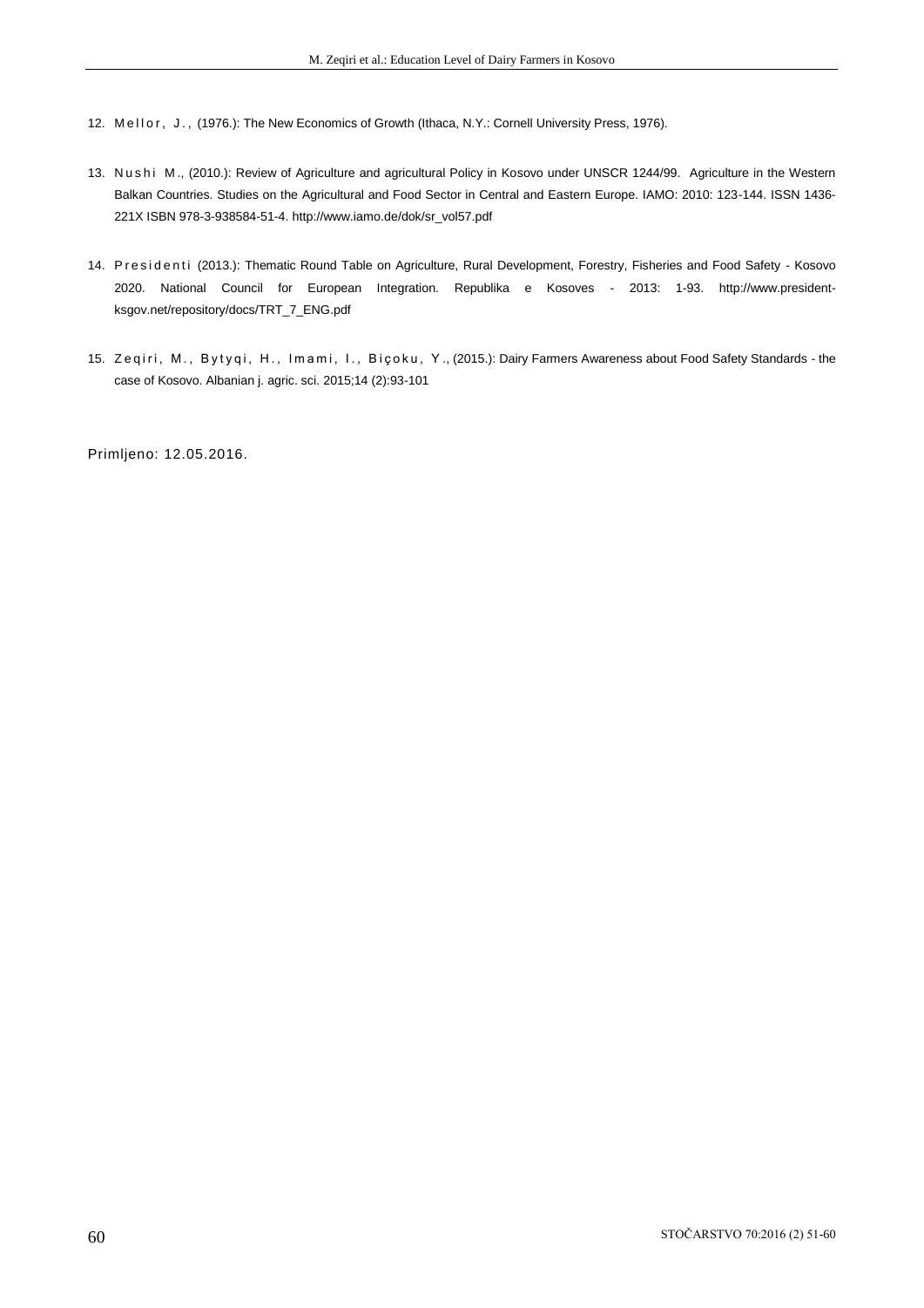12. Mellor, J., (1976.): The New Economics of Growth (Ithaca, N.Y.: Cornell University Press, 1976).

13. Nushi M., (2010.): Review of Agriculture and agricultural Policy in Kosovo under UNSCR 1244/99. Agriculture in the Western Balkan Countries. Studies on the Agricultural and Food Sector in Central and Eastern Europe. IAMO: 2010: 123-144. ISSN 1436-221X ISBN 978-3-938584-51-4. http://www.iamo.de/dok/sr_vol57.pdf

14. Presidenti (2013.): Thematic Round Table on Agriculture, Rural Development, Forestry, Fisheries and Food Safety - Kosovo 2020. National Council for European Integration. Republika e Kosoves - 2013: 1-93. http://www.president-ksgov.net/repository/docs/TRT_7_ENG.pdf

15. Zeqiri, M., Bytyqi, H., Imami, I., Biçoku, Y., (2015.): Dairy Farmers Awareness about Food Safety Standards - the case of Kosovo. Albanian j. agric. sci. 2015;14 (2):93-101

Primljeno: 12.05.2016.